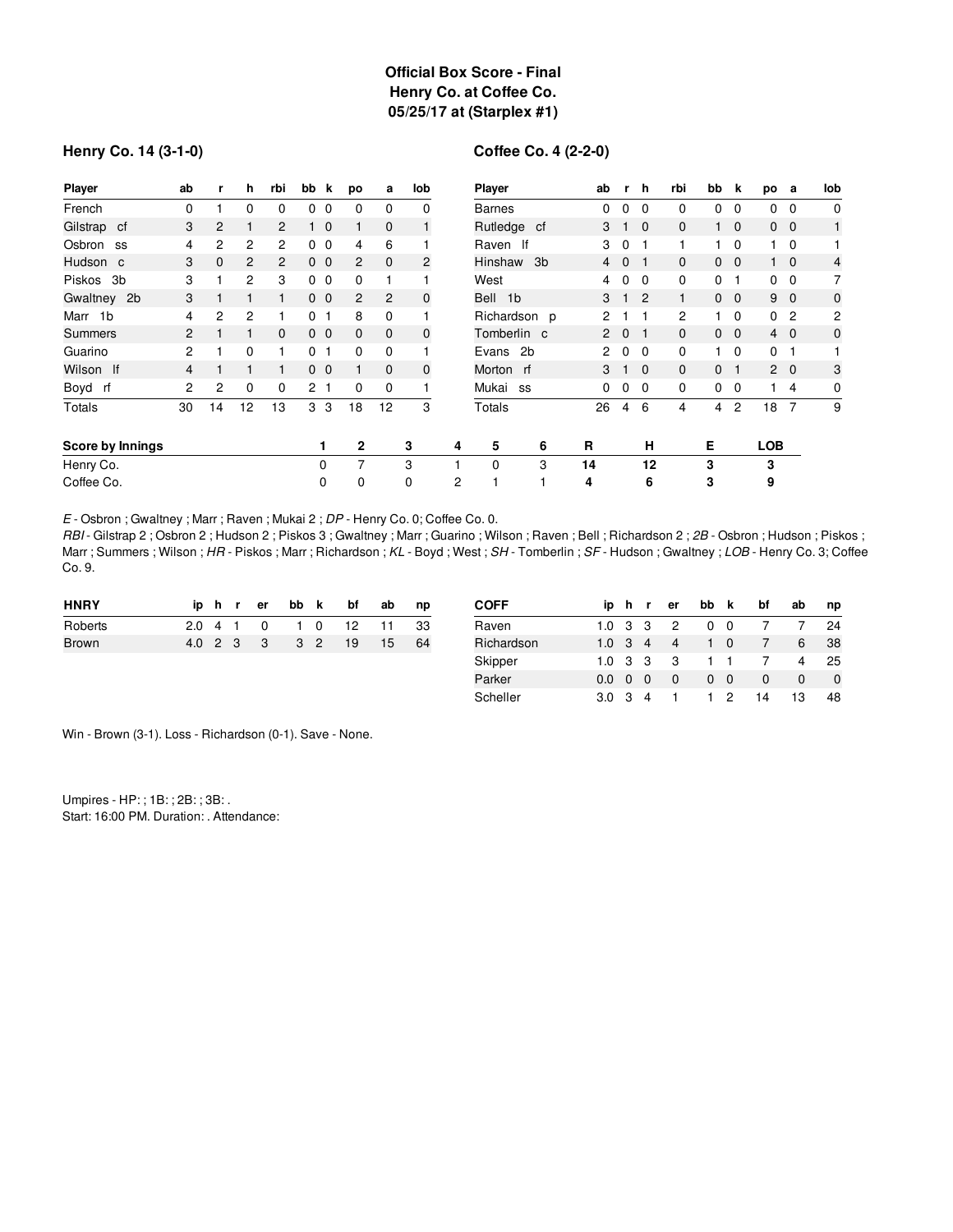# Official Box Score - Final
## Henry Co. at Coffee Co.
## 05/25/17 at (Starplex #1)

### Henry Co. 14 (3-1-0)

| Player | ab | r | h | rbi | bb | k | po | a | lob |
|---|---|---|---|---|---|---|---|---|---|
| French | 0 | 1 | 0 | 0 | 0 | 0 | 0 | 0 | 0 |
| Gilstrap cf | 3 | 2 | 1 | 2 | 1 | 0 | 1 | 0 | 1 |
| Osbron ss | 4 | 2 | 2 | 2 | 0 | 0 | 4 | 6 | 1 |
| Hudson c | 3 | 0 | 2 | 2 | 0 | 0 | 2 | 0 | 2 |
| Piskos 3b | 3 | 1 | 2 | 3 | 0 | 0 | 0 | 1 | 1 |
| Gwaltney 2b | 3 | 1 | 1 | 1 | 0 | 0 | 2 | 2 | 0 |
| Marr 1b | 4 | 2 | 2 | 1 | 0 | 1 | 8 | 0 | 1 |
| Summers | 2 | 1 | 1 | 0 | 0 | 0 | 0 | 0 | 0 |
| Guarino | 2 | 1 | 0 | 1 | 0 | 1 | 0 | 0 | 1 |
| Wilson lf | 4 | 1 | 1 | 1 | 0 | 0 | 1 | 0 | 0 |
| Boyd rf | 2 | 2 | 0 | 0 | 2 | 1 | 0 | 0 | 1 |
| Totals | 30 | 14 | 12 | 13 | 3 | 3 | 18 | 12 | 3 |

### Coffee Co. 4 (2-2-0)

| Player | ab | r | h | rbi | bb | k | po | a | lob |
|---|---|---|---|---|---|---|---|---|---|
| Barnes | 0 | 0 | 0 | 0 | 0 | 0 | 0 | 0 | 0 |
| Rutledge cf | 3 | 1 | 0 | 0 | 1 | 0 | 0 | 0 | 1 |
| Raven lf | 3 | 0 | 1 | 1 | 1 | 0 | 1 | 0 | 1 |
| Hinshaw 3b | 4 | 0 | 1 | 0 | 0 | 0 | 1 | 0 | 4 |
| West | 4 | 0 | 0 | 0 | 0 | 1 | 0 | 0 | 7 |
| Bell 1b | 3 | 1 | 2 | 1 | 0 | 0 | 9 | 0 | 0 |
| Richardson p | 2 | 1 | 1 | 2 | 1 | 0 | 0 | 2 | 2 |
| Tomberlin c | 2 | 0 | 1 | 0 | 0 | 0 | 4 | 0 | 0 |
| Evans 2b | 2 | 0 | 0 | 0 | 1 | 0 | 0 | 1 | 1 |
| Morton rf | 3 | 1 | 0 | 0 | 0 | 1 | 2 | 0 | 3 |
| Mukai ss | 0 | 0 | 0 | 0 | 0 | 0 | 1 | 4 | 0 |
| Totals | 26 | 4 | 6 | 4 | 4 | 2 | 18 | 7 | 9 |

| Score by Innings | 1 | 2 | 3 | 4 | 5 | 6 | R | H | E | LOB |
|---|---|---|---|---|---|---|---|---|---|---|
| Henry Co. | 0 | 7 | 3 | 1 | 0 | 3 | 14 | 12 | 3 | 3 |
| Coffee Co. | 0 | 0 | 0 | 2 | 1 | 1 | 4 | 6 | 3 | 9 |

*E* - Osbron ; Gwaltney ; Marr ; Raven ; Mukai 2 ; *DP* - Henry Co. 0; Coffee Co. 0.

*RBI* - Gilstrap 2 ; Osbron 2 ; Hudson 2 ; Piskos 3 ; Gwaltney ; Marr ; Guarino ; Wilson ; Raven ; Bell ; Richardson 2 ; *2B* - Osbron ; Hudson ; Piskos ; Marr ; Summers ; Wilson ; *HR* - Piskos ; Marr ; Richardson ; *KL* - Boyd ; West ; *SH* - Tomberlin ; *SF* - Hudson ; Gwaltney ; *LOB* - Henry Co. 3; Coffee Co. 9.

| HNRY | ip | h | r | er | bb | k | bf | ab | np |
|---|---|---|---|---|---|---|---|---|---|
| Roberts | 2.0 | 4 | 1 | 0 | 1 | 0 | 12 | 11 | 33 |
| Brown | 4.0 | 2 | 3 | 3 | 3 | 2 | 19 | 15 | 64 |

| COFF | ip | h | r | er | bb | k | bf | ab | np |
|---|---|---|---|---|---|---|---|---|---|
| Raven | 1.0 | 3 | 3 | 2 | 0 | 0 | 7 | 7 | 24 |
| Richardson | 1.0 | 3 | 4 | 4 | 1 | 0 | 7 | 6 | 38 |
| Skipper | 1.0 | 3 | 3 | 3 | 1 | 1 | 7 | 4 | 25 |
| Parker | 0.0 | 0 | 0 | 0 | 0 | 0 | 0 | 0 | 0 |
| Scheller | 3.0 | 3 | 4 | 1 | 1 | 2 | 14 | 13 | 48 |

Win - Brown (3-1). Loss - Richardson (0-1). Save - None.

Umpires - HP: ; 1B: ; 2B: ; 3B: .
Start: 16:00 PM. Duration: . Attendance: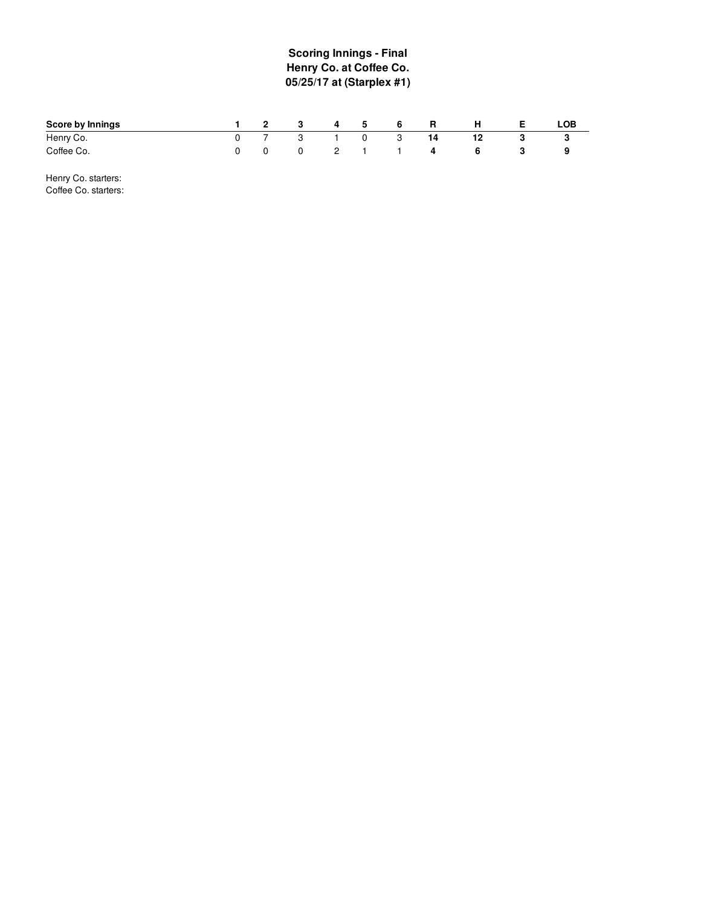# Scoring Innings - Final
## Henry Co. at Coffee Co.
## 05/25/17 at (Starplex #1)

| Score by Innings | 1 | 2 | 3 | 4 | 5 | 6 | R | H | E | LOB |
|---|---|---|---|---|---|---|---|---|---|---|
| Henry Co. | 0 | 7 | 3 | 1 | 0 | 3 | **14** | **12** | **3** | **3** |
| Coffee Co. | 0 | 0 | 0 | 2 | 1 | 1 | **4** | **6** | **3** | **9** |

Henry Co. starters:

Coffee Co. starters: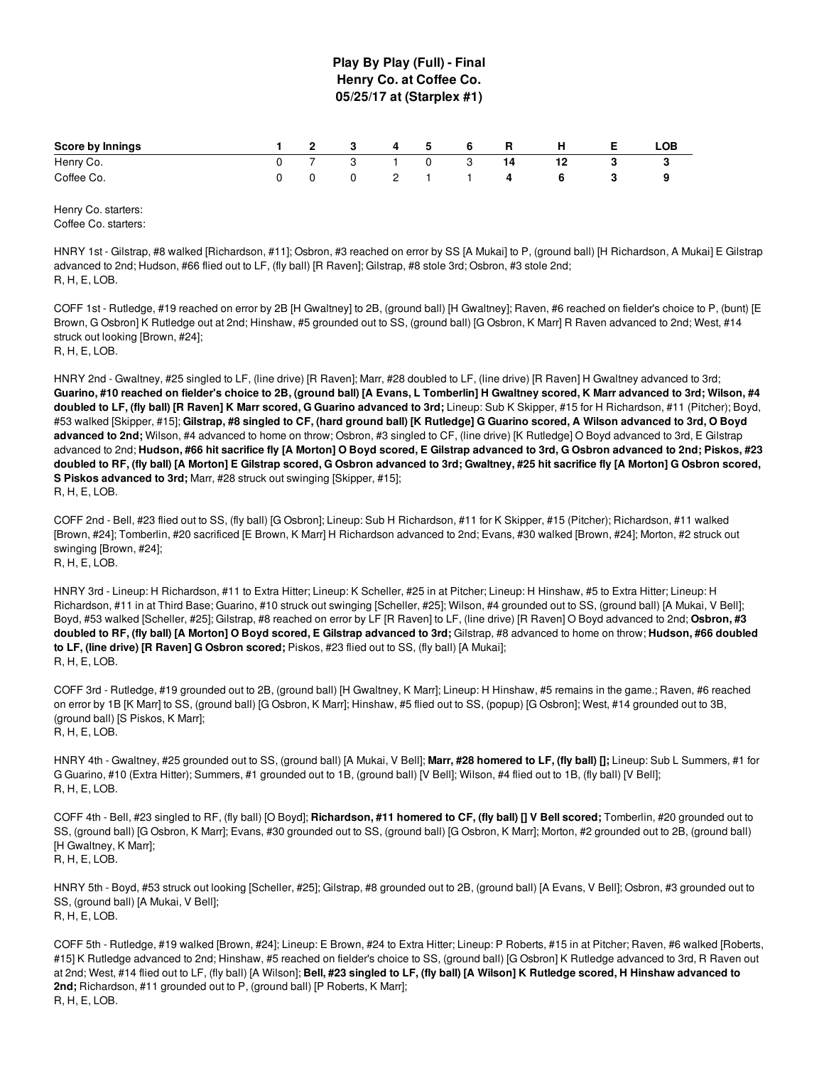# Play By Play (Full) - Final
## Henry Co. at Coffee Co.
### 05/25/17 at (Starplex #1)

| Score by Innings | 1 | 2 | 3 | 4 | 5 | 6 | R | H | E | LOB |
|---|---|---|---|---|---|---|---|---|---|---|
| Henry Co. | 0 | 7 | 3 | 1 | 0 | 3 | 14 | 12 | 3 | 3 |
| Coffee Co. | 0 | 0 | 0 | 2 | 1 | 1 | 4 | 6 | 3 | 9 |

Henry Co. starters:
Coffee Co. starters:

HNRY 1st - Gilstrap, #8 walked [Richardson, #11]; Osbron, #3 reached on error by SS [A Mukai] to P, (ground ball) [H Richardson, A Mukai] E Gilstrap advanced to 2nd; Hudson, #66 flied out to LF, (fly ball) [R Raven]; Gilstrap, #8 stole 3rd; Osbron, #3 stole 2nd;
R, H, E, LOB.

COFF 1st - Rutledge, #19 reached on error by 2B [H Gwaltney] to 2B, (ground ball) [H Gwaltney]; Raven, #6 reached on fielder's choice to P, (bunt) [E Brown, G Osbron] K Rutledge out at 2nd; Hinshaw, #5 grounded out to SS, (ground ball) [G Osbron, K Marr] R Raven advanced to 2nd; West, #14 struck out looking [Brown, #24];
R, H, E, LOB.

HNRY 2nd - Gwaltney, #25 singled to LF, (line drive) [R Raven]; Marr, #28 doubled to LF, (line drive) [R Raven] H Gwaltney advanced to 3rd; **Guarino, #10 reached on fielder's choice to 2B, (ground ball) [A Evans, L Tomberlin] H Gwaltney scored, K Marr advanced to 3rd; Wilson, #4 doubled to LF, (fly ball) [R Raven] K Marr scored, G Guarino advanced to 3rd;** Lineup: Sub K Skipper, #15 for H Richardson, #11 (Pitcher); Boyd, #53 walked [Skipper, #15]; **Gilstrap, #8 singled to CF, (hard ground ball) [K Rutledge] G Guarino scored, A Wilson advanced to 3rd, O Boyd advanced to 2nd;** Wilson, #4 advanced to home on throw; Osbron, #3 singled to CF, (line drive) [K Rutledge] O Boyd advanced to 3rd, E Gilstrap advanced to 2nd; **Hudson, #66 hit sacrifice fly [A Morton] O Boyd scored, E Gilstrap advanced to 3rd, G Osbron advanced to 2nd; Piskos, #23 doubled to RF, (fly ball) [A Morton] E Gilstrap scored, G Osbron advanced to 3rd; Gwaltney, #25 hit sacrifice fly [A Morton] G Osbron scored, S Piskos advanced to 3rd;** Marr, #28 struck out swinging [Skipper, #15];
R, H, E, LOB.

COFF 2nd - Bell, #23 flied out to SS, (fly ball) [G Osbron]; Lineup: Sub H Richardson, #11 for K Skipper, #15 (Pitcher); Richardson, #11 walked [Brown, #24]; Tomberlin, #20 sacrificed [E Brown, K Marr] H Richardson advanced to 2nd; Evans, #30 walked [Brown, #24]; Morton, #2 struck out swinging [Brown, #24];
R, H, E, LOB.

HNRY 3rd - Lineup: H Richardson, #11 to Extra Hitter; Lineup: K Scheller, #25 in at Pitcher; Lineup: H Hinshaw, #5 to Extra Hitter; Lineup: H Richardson, #11 in at Third Base; Guarino, #10 struck out swinging [Scheller, #25]; Wilson, #4 grounded out to SS, (ground ball) [A Mukai, V Bell]; Boyd, #53 walked [Scheller, #25]; Gilstrap, #8 reached on error by LF [R Raven] to LF, (line drive) [R Raven] O Boyd advanced to 2nd; **Osbron, #3 doubled to RF, (fly ball) [A Morton] O Boyd scored, E Gilstrap advanced to 3rd;** Gilstrap, #8 advanced to home on throw; **Hudson, #66 doubled to LF, (line drive) [R Raven] G Osbron scored;** Piskos, #23 flied out to SS, (fly ball) [A Mukai];
R, H, E, LOB.

COFF 3rd - Rutledge, #19 grounded out to 2B, (ground ball) [H Gwaltney, K Marr]; Lineup: H Hinshaw, #5 remains in the game.; Raven, #6 reached on error by 1B [K Marr] to SS, (ground ball) [G Osbron, K Marr]; Hinshaw, #5 flied out to SS, (popup) [G Osbron]; West, #14 grounded out to 3B, (ground ball) [S Piskos, K Marr];
R, H, E, LOB.

HNRY 4th - Gwaltney, #25 grounded out to SS, (ground ball) [A Mukai, V Bell]; **Marr, #28 homered to LF, (fly ball) [];** Lineup: Sub L Summers, #1 for G Guarino, #10 (Extra Hitter); Summers, #1 grounded out to 1B, (ground ball) [V Bell]; Wilson, #4 flied out to 1B, (fly ball) [V Bell];
R, H, E, LOB.

COFF 4th - Bell, #23 singled to RF, (fly ball) [O Boyd]; **Richardson, #11 homered to CF, (fly ball) [] V Bell scored;** Tomberlin, #20 grounded out to SS, (ground ball) [G Osbron, K Marr]; Evans, #30 grounded out to SS, (ground ball) [G Osbron, K Marr]; Morton, #2 grounded out to 2B, (ground ball) [H Gwaltney, K Marr];
R, H, E, LOB.

HNRY 5th - Boyd, #53 struck out looking [Scheller, #25]; Gilstrap, #8 grounded out to 2B, (ground ball) [A Evans, V Bell]; Osbron, #3 grounded out to SS, (ground ball) [A Mukai, V Bell];
R, H, E, LOB.

COFF 5th - Rutledge, #19 walked [Brown, #24]; Lineup: E Brown, #24 to Extra Hitter; Lineup: P Roberts, #15 in at Pitcher; Raven, #6 walked [Roberts, #15] K Rutledge advanced to 2nd; Hinshaw, #5 reached on fielder's choice to SS, (ground ball) [G Osbron] K Rutledge advanced to 3rd, R Raven out at 2nd; West, #14 flied out to LF, (fly ball) [A Wilson]; **Bell, #23 singled to LF, (fly ball) [A Wilson] K Rutledge scored, H Hinshaw advanced to 2nd;** Richardson, #11 grounded out to P, (ground ball) [P Roberts, K Marr];
R, H, E, LOB.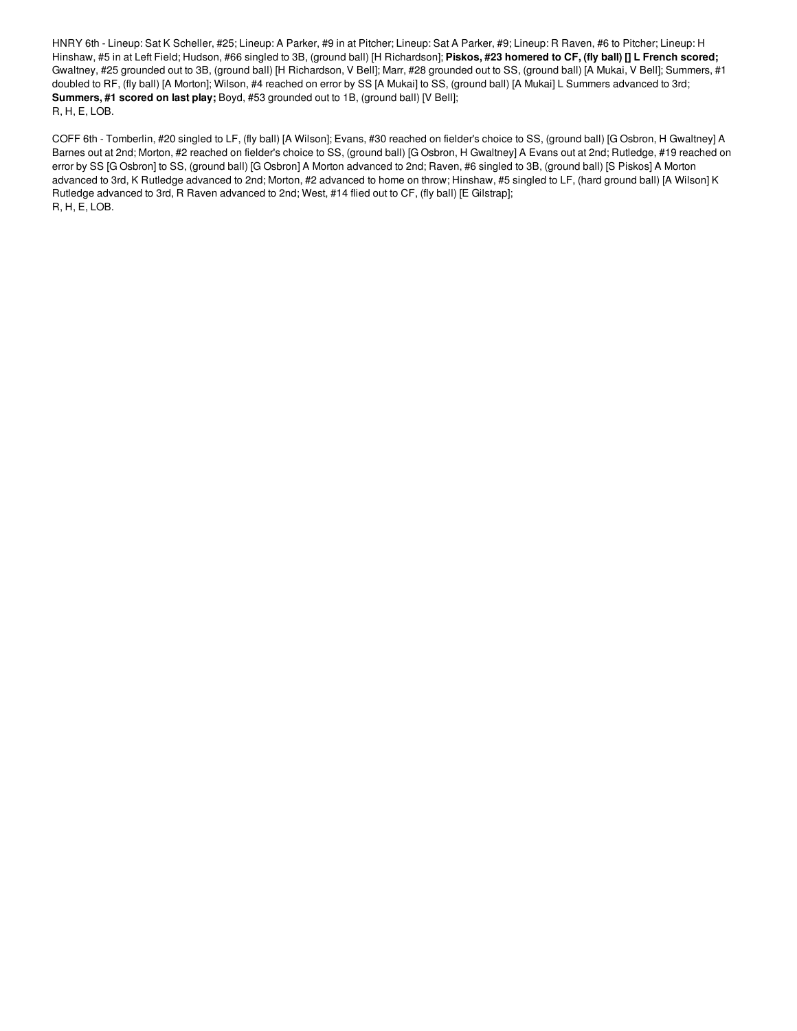HNRY 6th - Lineup: Sat K Scheller, #25; Lineup: A Parker, #9 in at Pitcher; Lineup: Sat A Parker, #9; Lineup: R Raven, #6 to Pitcher; Lineup: H Hinshaw, #5 in at Left Field; Hudson, #66 singled to 3B, (ground ball) [H Richardson]; **Piskos, #23 homered to CF, (fly ball) [] L French scored;** Gwaltney, #25 grounded out to 3B, (ground ball) [H Richardson, V Bell]; Marr, #28 grounded out to SS, (ground ball) [A Mukai, V Bell]; Summers, #1 doubled to RF, (fly ball) [A Morton]; Wilson, #4 reached on error by SS [A Mukai] to SS, (ground ball) [A Mukai] L Summers advanced to 3rd; **Summers, #1 scored on last play;** Boyd, #53 grounded out to 1B, (ground ball) [V Bell];
R, H, E, LOB.

COFF 6th - Tomberlin, #20 singled to LF, (fly ball) [A Wilson]; Evans, #30 reached on fielder's choice to SS, (ground ball) [G Osbron, H Gwaltney] A Barnes out at 2nd; Morton, #2 reached on fielder's choice to SS, (ground ball) [G Osbron, H Gwaltney] A Evans out at 2nd; Rutledge, #19 reached on error by SS [G Osbron] to SS, (ground ball) [G Osbron] A Morton advanced to 2nd; Raven, #6 singled to 3B, (ground ball) [S Piskos] A Morton advanced to 3rd, K Rutledge advanced to 2nd; Morton, #2 advanced to home on throw; Hinshaw, #5 singled to LF, (hard ground ball) [A Wilson] K Rutledge advanced to 3rd, R Raven advanced to 2nd; West, #14 flied out to CF, (fly ball) [E Gilstrap];
R, H, E, LOB.